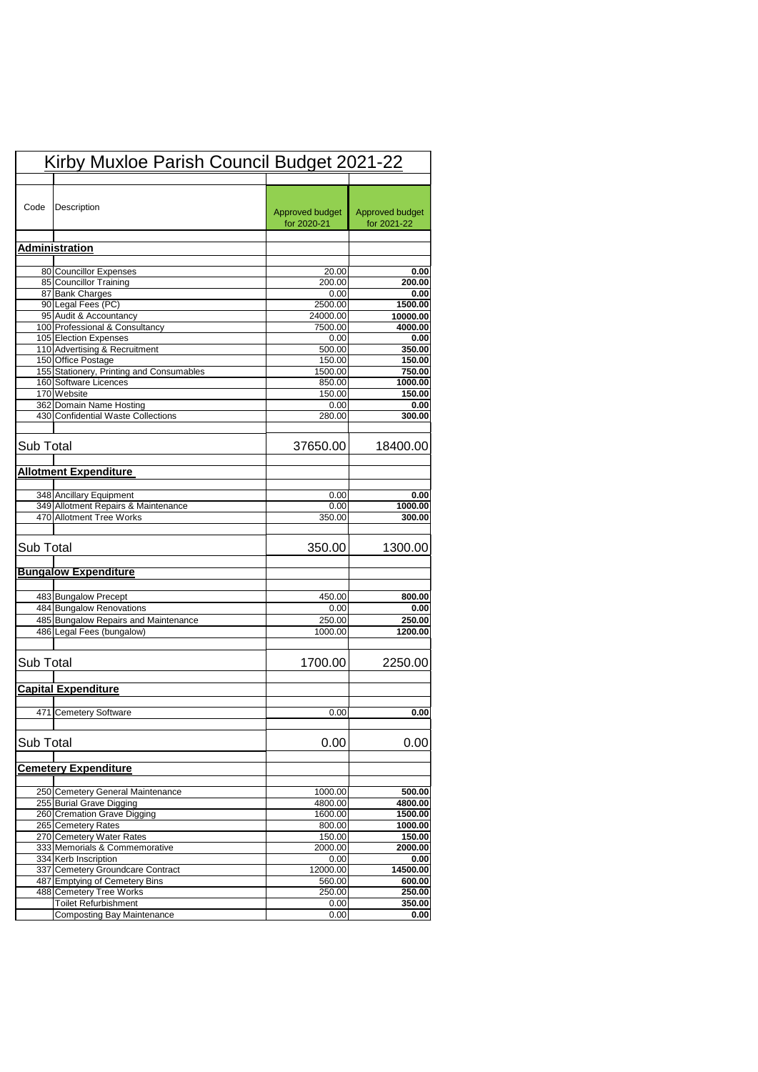# Kirby Muxloe Parish Council Budget 2021-22

| Code | Description | Approved budget for 2020-21 | Approved budget for 2021-22 |
|---|---|---|---|
| | **Administration** | | |
| 80 | Councillor Expenses | 20.00 | **0.00** |
| 85 | Councillor Training | 200.00 | **200.00** |
| 87 | Bank Charges | 0.00 | **0.00** |
| 90 | Legal Fees (PC) | 2500.00 | **1500.00** |
| 95 | Audit & Accountancy | 24000.00 | **10000.00** |
| 100 | Professional & Consultancy | 7500.00 | **4000.00** |
| 105 | Election Expenses | 0.00 | **0.00** |
| 110 | Advertising & Recruitment | 500.00 | **350.00** |
| 150 | Office Postage | 150.00 | **150.00** |
| 155 | Stationery, Printing and Consumables | 1500.00 | **750.00** |
| 160 | Software Licences | 850.00 | **1000.00** |
| 170 | Website | 150.00 | **150.00** |
| 362 | Domain Name Hosting | 0.00 | **0.00** |
| 430 | Confidential Waste Collections | 280.00 | **300.00** |
| Sub Total | | 37650.00 | 18400.00 |
| | **Allotment Expenditure** | | |
| 348 | Ancillary Equipment | 0.00 | **0.00** |
| 349 | Allotment Repairs & Maintenance | 0.00 | **1000.00** |
| 470 | Allotment Tree Works | 350.00 | **300.00** |
| Sub Total | | 350.00 | 1300.00 |
| | **Bungalow Expenditure** | | |
| 483 | Bungalow Precept | 450.00 | **800.00** |
| 484 | Bungalow Renovations | 0.00 | **0.00** |
| 485 | Bungalow Repairs and Maintenance | 250.00 | **250.00** |
| 486 | Legal Fees (bungalow) | 1000.00 | **1200.00** |
| Sub Total | | 1700.00 | 2250.00 |
| | **Capital Expenditure** | | |
| 471 | Cemetery Software | 0.00 | **0.00** |
| Sub Total | | 0.00 | 0.00 |
| | **Cemetery Expenditure** | | |
| 250 | Cemetery General Maintenance | 1000.00 | **500.00** |
| 255 | Burial Grave Digging | 4800.00 | **4800.00** |
| 260 | Cremation Grave Digging | 1600.00 | **1500.00** |
| 265 | Cemetery Rates | 800.00 | **1000.00** |
| 270 | Cemetery Water Rates | 150.00 | **150.00** |
| 333 | Memorials & Commemorative | 2000.00 | **2000.00** |
| 334 | Kerb Inscription | 0.00 | **0.00** |
| 337 | Cemetery Groundcare Contract | 12000.00 | **14500.00** |
| 487 | Emptying of Cemetery Bins | 560.00 | **600.00** |
| 488 | Cemetery Tree Works | 250.00 | **250.00** |
| | Toilet Refurbishment | 0.00 | **350.00** |
| | Composting Bay Maintenance | 0.00 | **0.00** |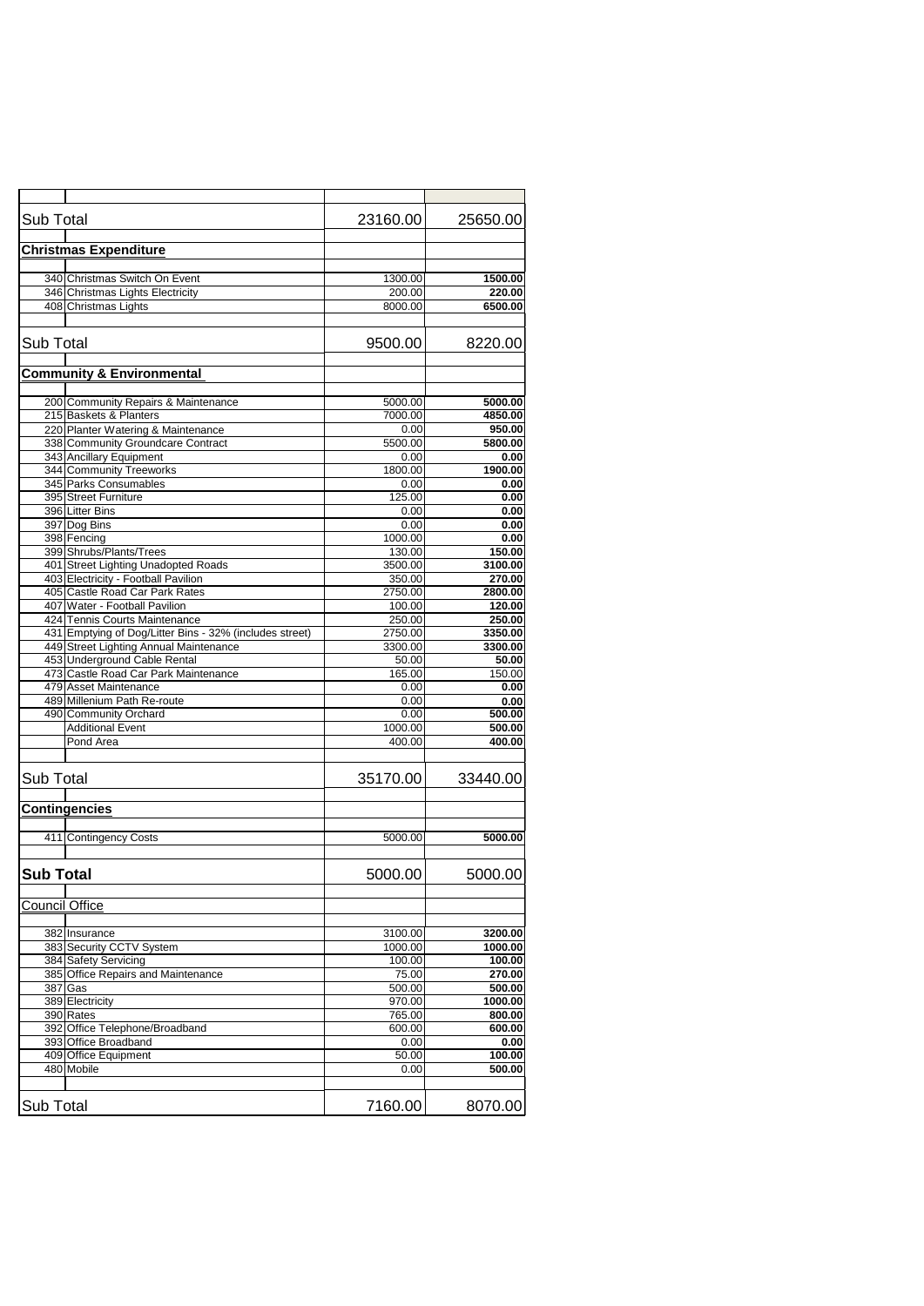| | | | |
|---|---|---|---|
| **Sub Total** | | 23160.00 | 25650.00 |
| | | | |
| **Christmas Expenditure** | | | |
| | | | |
| 340 | Christmas Switch On Event | 1300.00 | **1500.00** |
| 346 | Christmas Lights Electricity | 200.00 | **220.00** |
| 408 | Christmas Lights | 8000.00 | **6500.00** |
| | | | |
| **Sub Total** | | 9500.00 | 8220.00 |
| | | | |
| **Community & Environmental** | | | |
| | | | |
| 200 | Community Repairs & Maintenance | 5000.00 | **5000.00** |
| 215 | Baskets & Planters | 7000.00 | **4850.00** |
| 220 | Planter Watering & Maintenance | 0.00 | **950.00** |
| 338 | Community Groundcare Contract | 5500.00 | **5800.00** |
| 343 | Ancillary Equipment | 0.00 | **0.00** |
| 344 | Community Treeworks | 1800.00 | **1900.00** |
| 345 | Parks Consumables | 0.00 | **0.00** |
| 395 | Street Furniture | 125.00 | **0.00** |
| 396 | Litter Bins | 0.00 | **0.00** |
| 397 | Dog Bins | 0.00 | **0.00** |
| 398 | Fencing | 1000.00 | **0.00** |
| 399 | Shrubs/Plants/Trees | 130.00 | **150.00** |
| 401 | Street Lighting Unadopted Roads | 3500.00 | **3100.00** |
| 403 | Electricity - Football Pavilion | 350.00 | **270.00** |
| 405 | Castle Road Car Park Rates | 2750.00 | **2800.00** |
| 407 | Water - Football Pavilion | 100.00 | **120.00** |
| 424 | Tennis Courts Maintenance | 250.00 | **250.00** |
| 431 | Emptying of Dog/Litter Bins - 32% (includes street) | 2750.00 | **3350.00** |
| 449 | Street Lighting Annual Maintenance | 3300.00 | **3300.00** |
| 453 | Underground Cable Rental | 50.00 | **50.00** |
| 473 | Castle Road Car Park Maintenance | 165.00 | 150.00 |
| 479 | Asset Maintenance | 0.00 | **0.00** |
| 489 | Millenium Path Re-route | 0.00 | **0.00** |
| 490 | Community Orchard | 0.00 | **500.00** |
| | Additional Event | 1000.00 | **500.00** |
| | Pond Area | 400.00 | **400.00** |
| | | | |
| **Sub Total** | | 35170.00 | 33440.00 |
| | | | |
| **Contingencies** | | | |
| | | | |
| 411 | Contingency Costs | 5000.00 | **5000.00** |
| | | | |
| **Sub Total** | | 5000.00 | 5000.00 |
| | | | |
| **Council Office** | | | |
| | | | |
| 382 | Insurance | 3100.00 | **3200.00** |
| 383 | Security CCTV System | 1000.00 | **1000.00** |
| 384 | Safety Servicing | 100.00 | **100.00** |
| 385 | Office Repairs and Maintenance | 75.00 | **270.00** |
| 387 | Gas | 500.00 | **500.00** |
| 389 | Electricity | 970.00 | **1000.00** |
| 390 | Rates | 765.00 | **800.00** |
| 392 | Office Telephone/Broadband | 600.00 | **600.00** |
| 393 | Office Broadband | 0.00 | **0.00** |
| 409 | Office Equipment | 50.00 | **100.00** |
| 480 | Mobile | 0.00 | **500.00** |
| | | | |
| **Sub Total** | | 7160.00 | 8070.00 |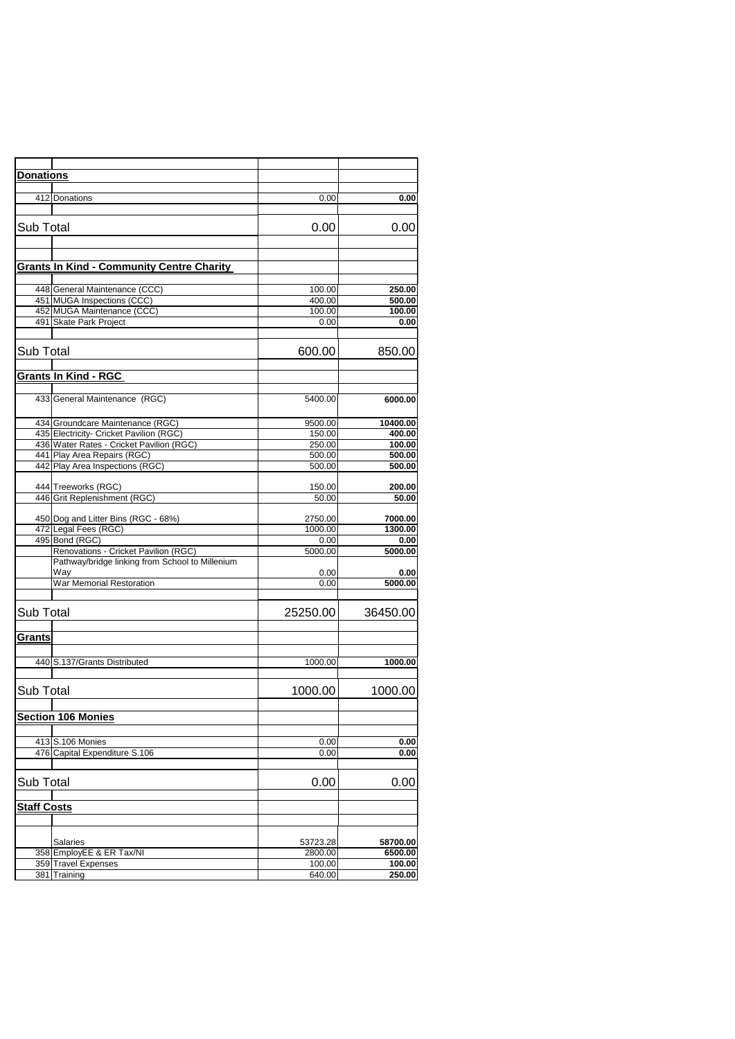| | | | |
|---|---|---|---|
| **Donations** | | | |
| 412 | Donations | 0.00 | **0.00** |
| Sub Total | | 0.00 | 0.00 |
| **Grants In Kind - Community Centre Charity** | | | |
| 448 | General Maintenance (CCC) | 100.00 | **250.00** |
| 451 | MUGA Inspections (CCC) | 400.00 | **500.00** |
| 452 | MUGA Maintenance (CCC) | 100.00 | **100.00** |
| 491 | Skate Park Project | 0.00 | **0.00** |
| Sub Total | | 600.00 | 850.00 |
| **Grants In Kind - RGC** | | | |
| 433 | General Maintenance (RGC) | 5400.00 | **6000.00** |
| 434 | Groundcare Maintenance (RGC) | 9500.00 | **10400.00** |
| 435 | Electricity- Cricket Pavilion (RGC) | 150.00 | **400.00** |
| 436 | Water Rates - Cricket Pavilion (RGC) | 250.00 | **100.00** |
| 441 | Play Area Repairs (RGC) | 500.00 | **500.00** |
| 442 | Play Area Inspections (RGC) | 500.00 | **500.00** |
| 444 | Treeworks (RGC) | 150.00 | **200.00** |
| 446 | Grit Replenishment (RGC) | 50.00 | **50.00** |
| 450 | Dog and Litter Bins (RGC - 68%) | 2750.00 | **7000.00** |
| 472 | Legal Fees (RGC) | 1000.00 | **1300.00** |
| 495 | Bond (RGC) | 0.00 | **0.00** |
| | Renovations - Cricket Pavilion (RGC) | 5000.00 | **5000.00** |
| | Pathway/bridge linking from School to Millenium Way | 0.00 | **0.00** |
| | War Memorial Restoration | 0.00 | **5000.00** |
| Sub Total | | 25250.00 | 36450.00 |
| **Grants** | | | |
| 440 | S.137/Grants Distributed | 1000.00 | **1000.00** |
| Sub Total | | 1000.00 | 1000.00 |
| **Section 106 Monies** | | | |
| 413 | S.106 Monies | 0.00 | **0.00** |
| 476 | Capital Expenditure S.106 | 0.00 | **0.00** |
| Sub Total | | 0.00 | 0.00 |
| **Staff Costs** | | | |
| | Salaries | 53723.28 | **58700.00** |
| 358 | EmployEE & ER Tax/NI | 2800.00 | **6500.00** |
| 359 | Travel Expenses | 100.00 | **100.00** |
| 381 | Training | 640.00 | **250.00** |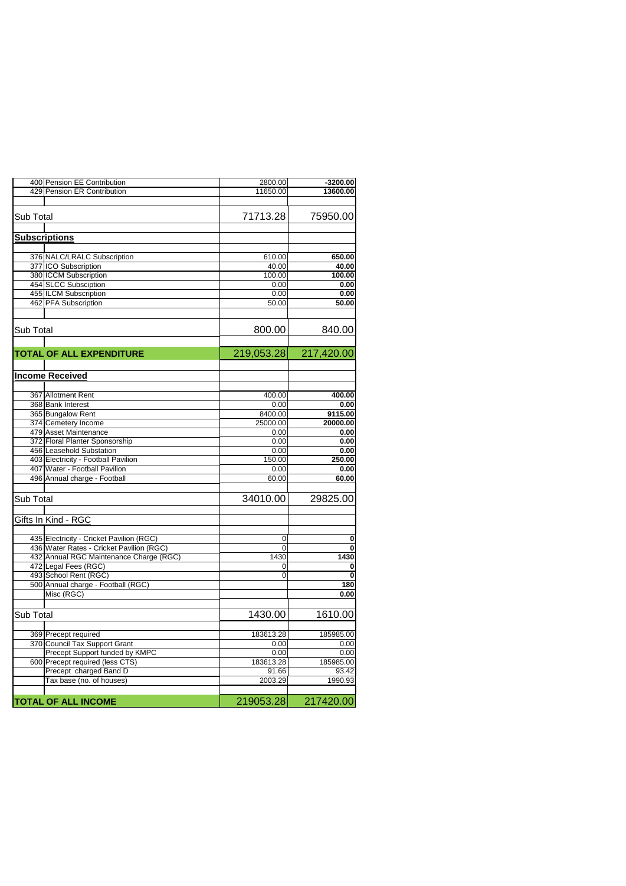| | | | |
|---|---|---|---|
| 400 | Pension EE Contribution | 2800.00 | **-3200.00** |
| 429 | Pension ER Contribution | 11650.00 | **13600.00** |
| | | | |
| Sub Total | | 71713.28 | 75950.00 |
| | | | |
| **Subscriptions** | | | |
| | | | |
| 376 | NALC/LRALC Subscription | 610.00 | **650.00** |
| 377 | ICO Subscription | 40.00 | **40.00** |
| 380 | ICCM Subscription | 100.00 | **100.00** |
| 454 | SLCC Subsciption | 0.00 | **0.00** |
| 455 | ILCM Subscription | 0.00 | **0.00** |
| 462 | PFA Subscription | 50.00 | **50.00** |
| | | | |
| Sub Total | | 800.00 | 840.00 |
| | | | |
| **TOTAL OF ALL EXPENDITURE** | | 219,053.28 | 217,420.00 |
| | | | |
| **Income Received** | | | |
| | | | |
| 367 | Allotment Rent | 400.00 | **400.00** |
| 368 | Bank Interest | 0.00 | **0.00** |
| 365 | Bungalow Rent | 8400.00 | **9115.00** |
| 374 | Cemetery Income | 25000.00 | **20000.00** |
| 479 | Asset Maintenance | 0.00 | **0.00** |
| 372 | Floral Planter Sponsorship | 0.00 | **0.00** |
| 456 | Leasehold Substation | 0.00 | **0.00** |
| 403 | Electricity - Football Pavilion | 150.00 | **250.00** |
| 407 | Water - Football Pavilion | 0.00 | **0.00** |
| 496 | Annual charge - Football | 60.00 | **60.00** |
| | | | |
| Sub Total | | 34010.00 | 29825.00 |
| | | | |
| Gifts In Kind - RGC | | | |
| | | | |
| 435 | Electricity - Cricket Pavilion (RGC) | 0 | **0** |
| 436 | Water Rates - Cricket Pavilion (RGC) | 0 | **0** |
| 432 | Annual RGC Maintenance Charge (RGC) | 1430 | **1430** |
| 472 | Legal Fees (RGC) | 0 | **0** |
| 493 | School Rent (RGC) | 0 | **0** |
| 500 | Annual charge - Football (RGC) | | **180** |
| | Misc (RGC) | | **0.00** |
| | | | |
| Sub Total | | 1430.00 | 1610.00 |
| | | | |
| 369 | Precept required | 183613.28 | 185985.00 |
| 370 | Council Tax Support Grant | 0.00 | 0.00 |
| | Precept Support funded by KMPC | 0.00 | 0.00 |
| 600 | Precept required (less CTS) | 183613.28 | 185985.00 |
| | Precept charged Band D | 91.66 | 93.42 |
| | Tax base (no. of houses) | 2003.29 | 1990.93 |
| | | | |
| **TOTAL OF ALL INCOME** | | 219053.28 | 217420.00 |